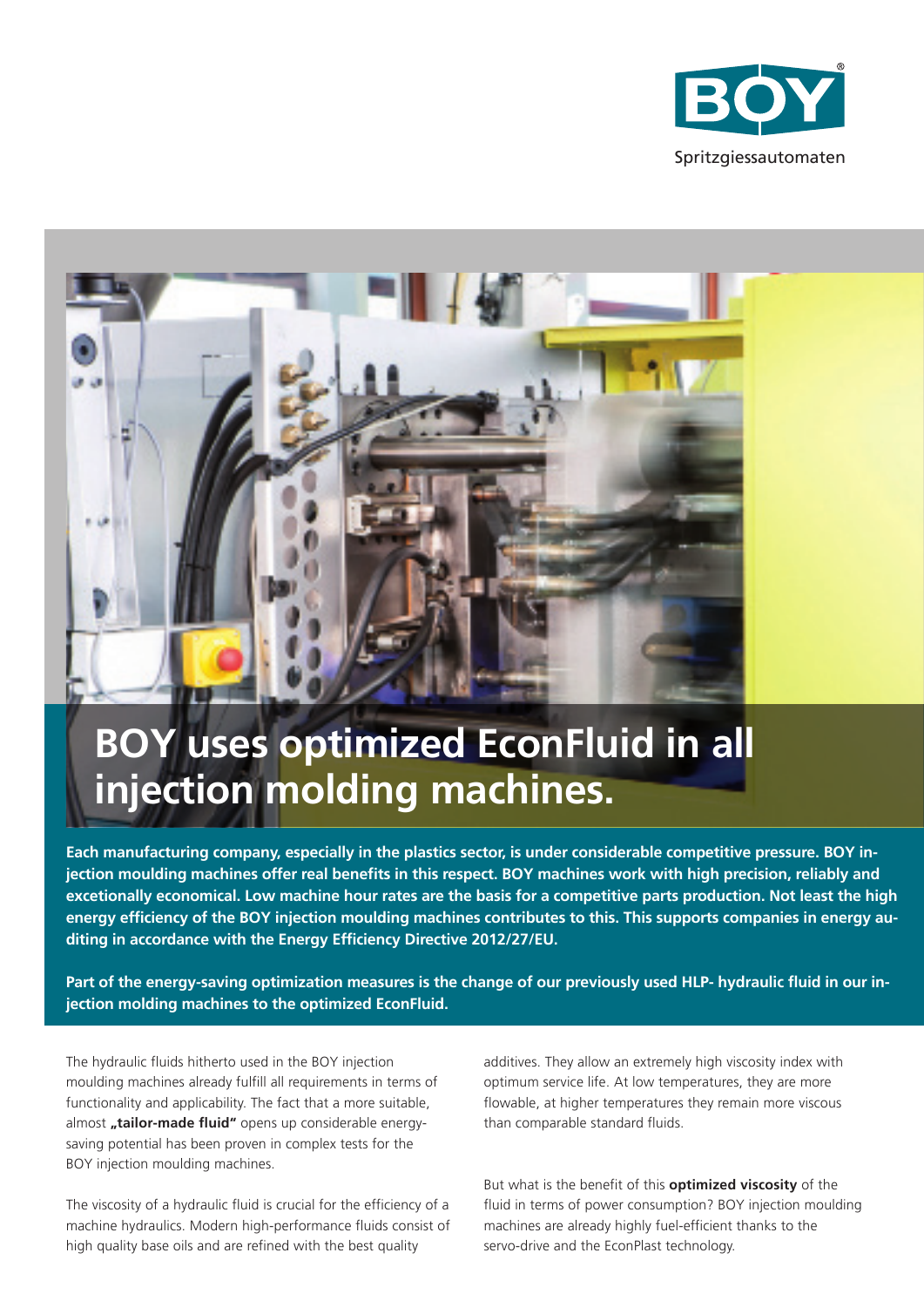BOY

Spritzgiessautomaten

# BOY uses optimized EconFluid in all injection molding machines.

**Each manufacturing company, especially in the plastics sector, is under considerable competitive pressure. BOY injection moulding machines offer real benefits in this respect. BOY machines work with high precision, reliably and excetionally economical. Low machine hour rates are the basis for a competitive parts production. Not least the high energy efficiency of the BOY injection moulding machines contributes to this. This supports companies in energy auditing in accordance with the Energy Efficiency Directive 2012/27/EU.**

**Part of the energy-saving optimization measures is the change of our previously used HLP- hydraulic fluid in our injection molding machines to the optimized EconFluid.**

The hydraulic fluids hitherto used in the BOY injection moulding machines already fulfill all requirements in terms of functionality and applicability. The fact that a more suitable, almost **„tailor-made fluid"** opens up considerable energy-saving potential has been proven in complex tests for the BOY injection moulding machines.

The viscosity of a hydraulic fluid is crucial for the efficiency of a machine hydraulics. Modern high-performance fluids consist of high quality base oils and are refined with the best quality additives. They allow an extremely high viscosity index with optimum service life. At low temperatures, they are more flowable, at higher temperatures they remain more viscous than comparable standard fluids.

But what is the benefit of this **optimized viscosity** of the fluid in terms of power consumption? BOY injection moulding machines are already highly fuel-efficient thanks to the servo-drive and the EconPlast technology.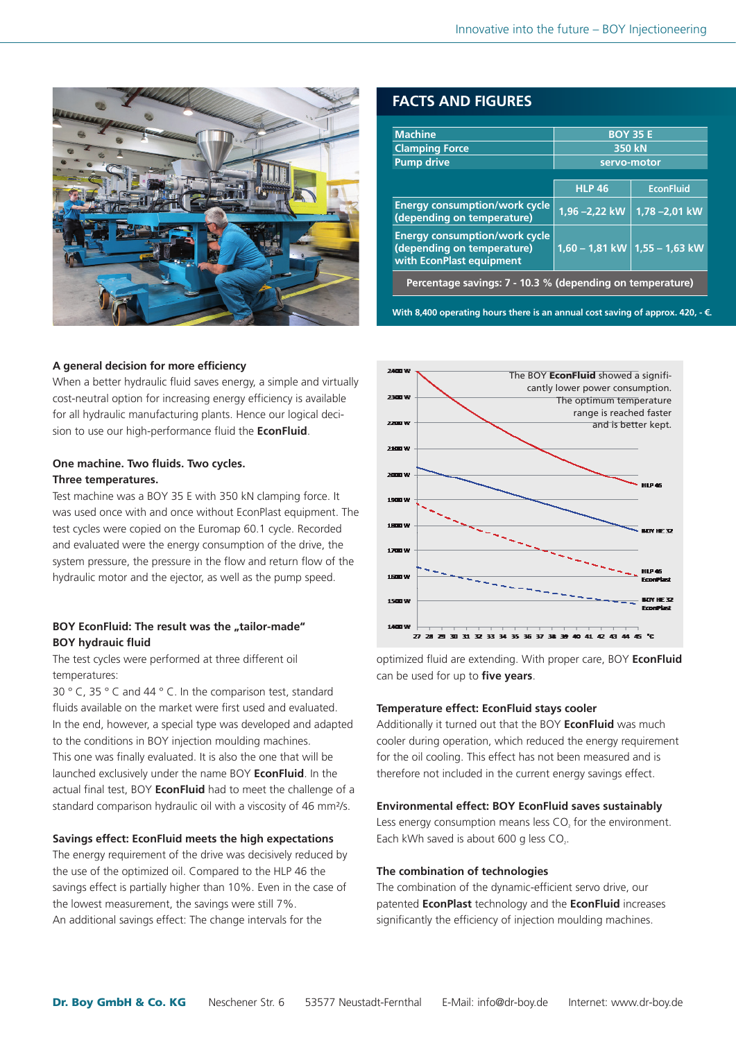## FACTS AND FIGURES

| Machine | BOY 35 E | |
|---|---|---|
| Clamping Force | 350 kN | |
| Pump drive | servo-motor | |
| | HLP 46 | EconFluid |
| Energy consumption/work cycle (depending on temperature) | 1,96 –2,22 kW | 1,78 –2,01 kW |
| Energy consumption/work cycle (depending on temperature) with EconPlast equipment | 1,60 – 1,81 kW | 1,55 – 1,63 kW |
| Percentage savings: 7 - 10.3 % (depending on temperature) | | |

With 8,400 operating hours there is an annual cost saving of approx. 420, - €.

### A general decision for more efficiency

When a better hydraulic fluid saves energy, a simple and virtually cost-neutral option for increasing energy efficiency is available for all hydraulic manufacturing plants. Hence our logical decision to use our high-performance fluid the **EconFluid**.

### One machine. Two fluids. Two cycles. Three temperatures.

Test machine was a BOY 35 E with 350 kN clamping force. It was used once with and once without EconPlast equipment. The test cycles were copied on the Euromap 60.1 cycle. Recorded and evaluated were the energy consumption of the drive, the system pressure, the pressure in the flow and return flow of the hydraulic motor and the ejector, as well as the pump speed.

### BOY EconFluid: The result was the „tailor-made" BOY hydraulic fluid

The test cycles were performed at three different oil temperatures:
30 ° C, 35 ° C and 44 ° C. In the comparison test, standard fluids available on the market were first used and evaluated. In the end, however, a special type was developed and adapted to the conditions in BOY injection moulding machines. This one was finally evaluated. It is also the one that will be launched exclusively under the name BOY **EconFluid**. In the actual final test, BOY **EconFluid** had to meet the challenge of a standard comparison hydraulic oil with a viscosity of 46 mm²/s.

### Savings effect: EconFluid meets the high expectations

The energy requirement of the drive was decisively reduced by the use of the optimized oil. Compared to the HLP 46 the savings effect is partially higher than 10%. Even in the case of the lowest measurement, the savings were still 7%.
An additional savings effect: The change intervals for the optimized fluid are extending. With proper care, BOY **EconFluid** can be used for up to **five years**.

2400 W
2300 W
2200 W
2100 W
2000 W
1900 W
1800 W
1700 W
1600 W
1500 W
1400 W
27 28 29 30 31 32 33 34 35 36 37 38 39 40 41 42 43 44 45 °C
The BOY **EconFluid** showed a significantly lower power consumption. The optimum temperature range is reached faster and is better kept.
HLP 46
BOY HE 32
HLP 46 EconPlast
BOY HE 32 EconPlast

### Temperature effect: EconFluid stays cooler

Additionally it turned out that the BOY **EconFluid** was much cooler during operation, which reduced the energy requirement for the oil cooling. This effect has not been measured and is therefore not included in the current energy savings effect.

### Environmental effect: BOY EconFluid saves sustainably

Less energy consumption means less $CO_2$ for the environment. Each kWh saved is about 600 g less $CO_2$.

### The combination of technologies

The combination of the dynamic-efficient servo drive, our patented **EconPlast** technology and the **EconFluid** increases significantly the efficiency of injection moulding machines.